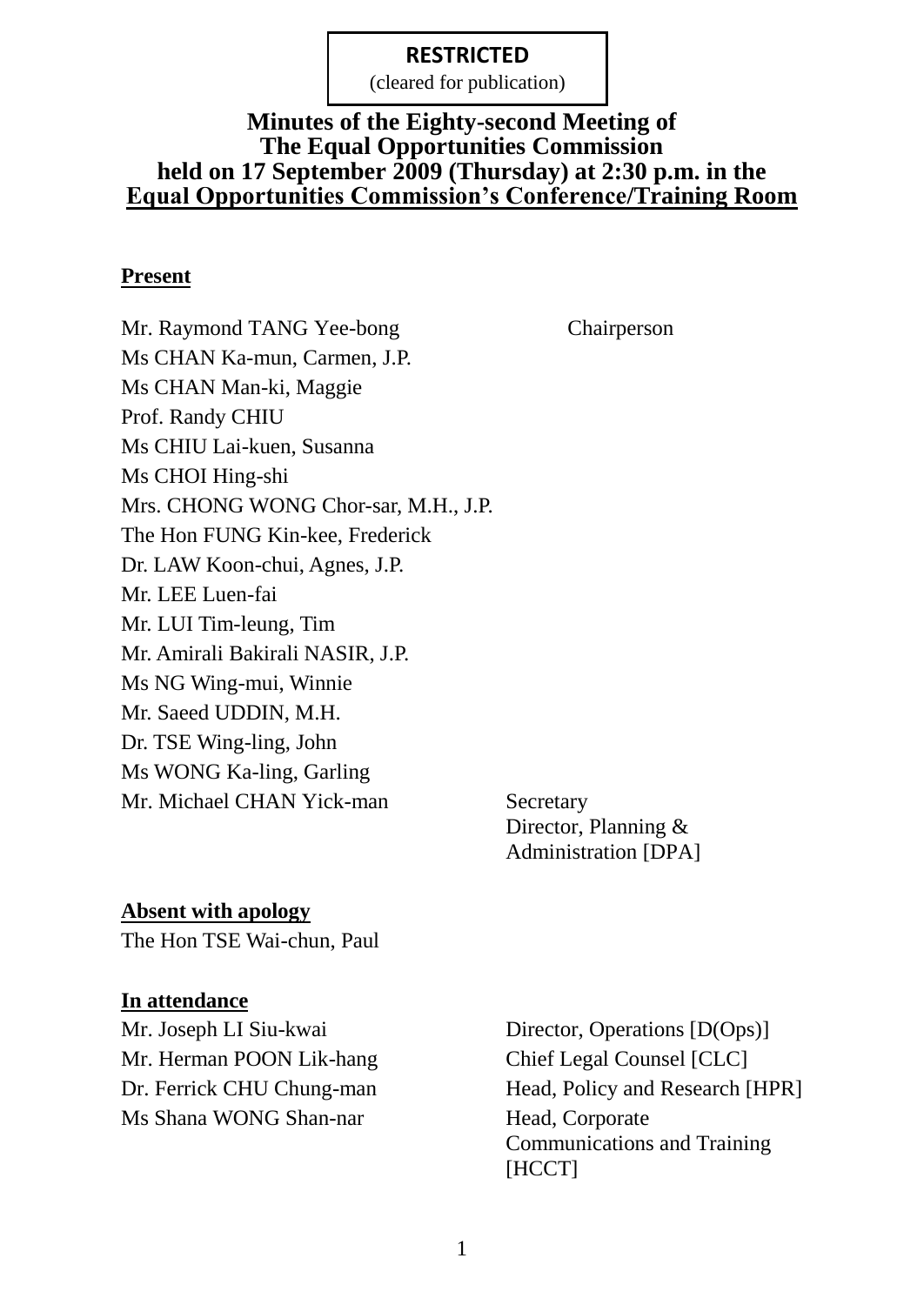**RESTRICTED**
(cleared for publication)

# Minutes of the Eighty-second Meeting of The Equal Opportunities Commission held on 17 September 2009 (Thursday) at 2:30 p.m. in the Equal Opportunities Commission's Conference/Training Room

**Present**

| | |
|---|---|
| Mr. Raymond TANG Yee-bong | Chairperson |
| Ms CHAN Ka-mun, Carmen, J.P. | |
| Ms CHAN Man-ki, Maggie | |
| Prof. Randy CHIU | |
| Ms CHIU Lai-kuen, Susanna | |
| Ms CHOI Hing-shi | |
| Mrs. CHONG WONG Chor-sar, M.H., J.P. | |
| The Hon FUNG Kin-kee, Frederick | |
| Dr. LAW Koon-chui, Agnes, J.P. | |
| Mr. LEE Luen-fai | |
| Mr. LUI Tim-leung, Tim | |
| Mr. Amirali Bakirali NASIR, J.P. | |
| Ms NG Wing-mui, Winnie | |
| Mr. Saeed UDDIN, M.H. | |
| Dr. TSE Wing-ling, John | |
| Ms WONG Ka-ling, Garling | |
| Mr. Michael CHAN Yick-man | Secretary<br>Director, Planning & Administration [DPA] |

**Absent with apology**

The Hon TSE Wai-chun, Paul

**In attendance**

| | |
|---|---|
| Mr. Joseph LI Siu-kwai | Director, Operations [D(Ops)] |
| Mr. Herman POON Lik-hang | Chief Legal Counsel [CLC] |
| Dr. Ferrick CHU Chung-man | Head, Policy and Research [HPR] |
| Ms Shana WONG Shan-nar | Head, Corporate Communications and Training [HCCT] |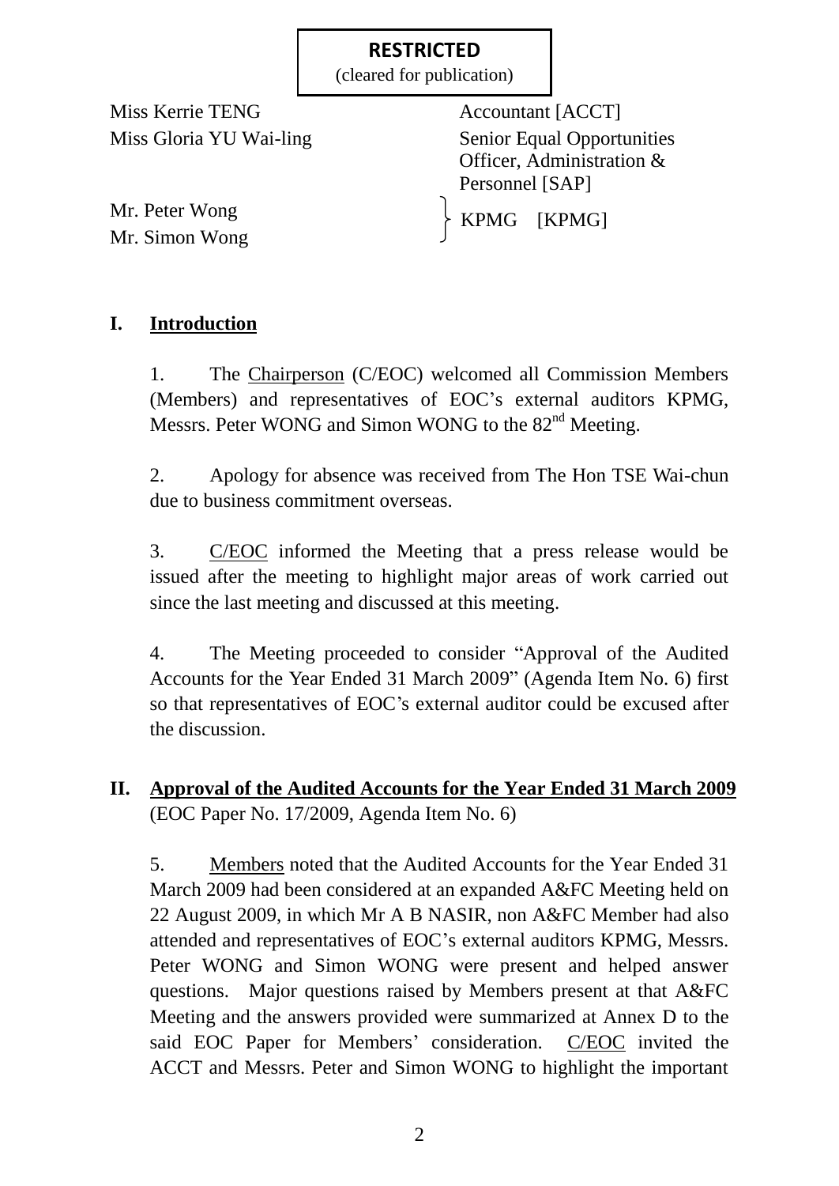**RESTRICTED**
(cleared for publication)

| | |
|---|---|
| Miss Kerrie TENG | Accountant [ACCT] |
| Miss Gloria YU Wai-ling | Senior Equal Opportunities Officer, Administration & Personnel [SAP] |
| Mr. Peter Wong<br>Mr. Simon Wong | KPMG [KPMG] |

## I. Introduction

1. The Chairperson (C/EOC) welcomed all Commission Members (Members) and representatives of EOC's external auditors KPMG, Messrs. Peter WONG and Simon WONG to the 82nd Meeting.

2. Apology for absence was received from The Hon TSE Wai-chun due to business commitment overseas.

3. C/EOC informed the Meeting that a press release would be issued after the meeting to highlight major areas of work carried out since the last meeting and discussed at this meeting.

4. The Meeting proceeded to consider "Approval of the Audited Accounts for the Year Ended 31 March 2009" (Agenda Item No. 6) first so that representatives of EOC's external auditor could be excused after the discussion.

## II. Approval of the Audited Accounts for the Year Ended 31 March 2009

(EOC Paper No. 17/2009, Agenda Item No. 6)

5. Members noted that the Audited Accounts for the Year Ended 31 March 2009 had been considered at an expanded A&FC Meeting held on 22 August 2009, in which Mr A B NASIR, non A&FC Member had also attended and representatives of EOC's external auditors KPMG, Messrs. Peter WONG and Simon WONG were present and helped answer questions. Major questions raised by Members present at that A&FC Meeting and the answers provided were summarized at Annex D to the said EOC Paper for Members' consideration. C/EOC invited the ACCT and Messrs. Peter and Simon WONG to highlight the important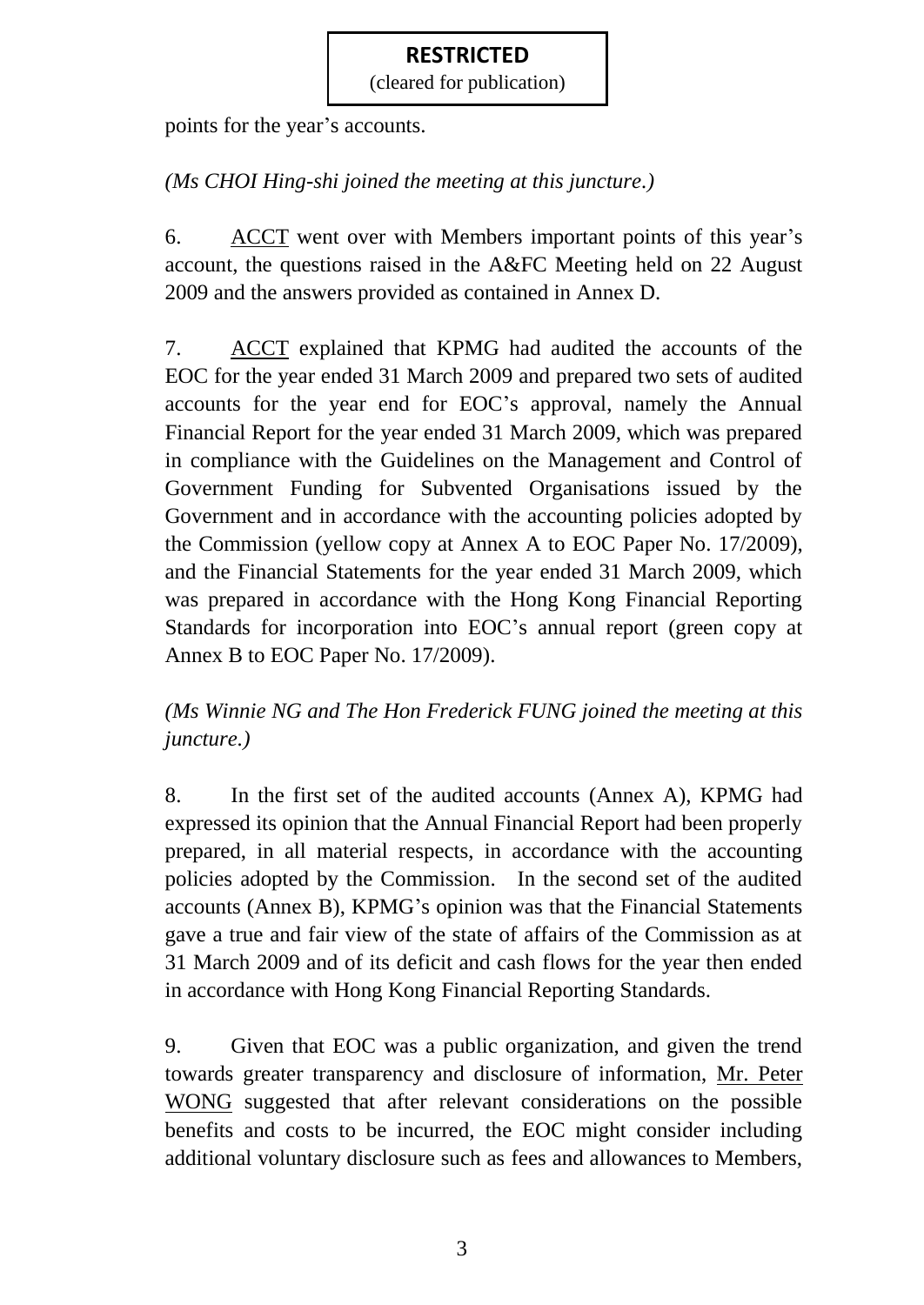points for the year's accounts.

*(Ms CHOI Hing-shi joined the meeting at this juncture.)*

6. ACCT went over with Members important points of this year's account, the questions raised in the A&FC Meeting held on 22 August 2009 and the answers provided as contained in Annex D.

7. ACCT explained that KPMG had audited the accounts of the EOC for the year ended 31 March 2009 and prepared two sets of audited accounts for the year end for EOC's approval, namely the Annual Financial Report for the year ended 31 March 2009, which was prepared in compliance with the Guidelines on the Management and Control of Government Funding for Subvented Organisations issued by the Government and in accordance with the accounting policies adopted by the Commission (yellow copy at Annex A to EOC Paper No. 17/2009), and the Financial Statements for the year ended 31 March 2009, which was prepared in accordance with the Hong Kong Financial Reporting Standards for incorporation into EOC's annual report (green copy at Annex B to EOC Paper No. 17/2009).

*(Ms Winnie NG and The Hon Frederick FUNG joined the meeting at this juncture.)*

8. In the first set of the audited accounts (Annex A), KPMG had expressed its opinion that the Annual Financial Report had been properly prepared, in all material respects, in accordance with the accounting policies adopted by the Commission. In the second set of the audited accounts (Annex B), KPMG's opinion was that the Financial Statements gave a true and fair view of the state of affairs of the Commission as at 31 March 2009 and of its deficit and cash flows for the year then ended in accordance with Hong Kong Financial Reporting Standards.

9. Given that EOC was a public organization, and given the trend towards greater transparency and disclosure of information, Mr. Peter WONG suggested that after relevant considerations on the possible benefits and costs to be incurred, the EOC might consider including additional voluntary disclosure such as fees and allowances to Members,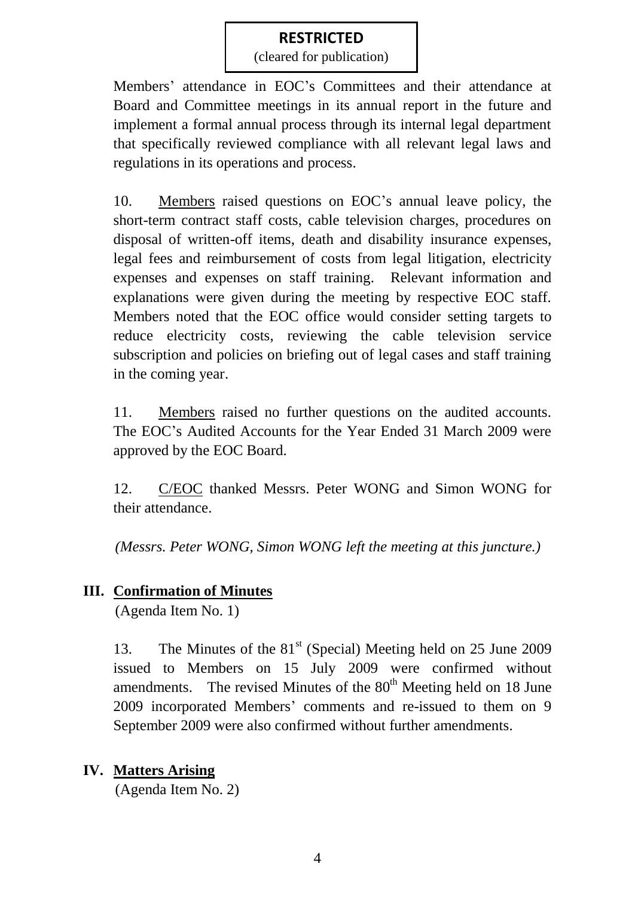Members' attendance in EOC's Committees and their attendance at Board and Committee meetings in its annual report in the future and implement a formal annual process through its internal legal department that specifically reviewed compliance with all relevant legal laws and regulations in its operations and process.

10. Members raised questions on EOC's annual leave policy, the short-term contract staff costs, cable television charges, procedures on disposal of written-off items, death and disability insurance expenses, legal fees and reimbursement of costs from legal litigation, electricity expenses and expenses on staff training. Relevant information and explanations were given during the meeting by respective EOC staff. Members noted that the EOC office would consider setting targets to reduce electricity costs, reviewing the cable television service subscription and policies on briefing out of legal cases and staff training in the coming year.

11. Members raised no further questions on the audited accounts. The EOC's Audited Accounts for the Year Ended 31 March 2009 were approved by the EOC Board.

12. C/EOC thanked Messrs. Peter WONG and Simon WONG for their attendance.

*(Messrs. Peter WONG, Simon WONG left the meeting at this juncture.)*

## III. Confirmation of Minutes

(Agenda Item No. 1)

13. The Minutes of the 81st (Special) Meeting held on 25 June 2009 issued to Members on 15 July 2009 were confirmed without amendments. The revised Minutes of the 80th Meeting held on 18 June 2009 incorporated Members' comments and re-issued to them on 9 September 2009 were also confirmed without further amendments.

## IV. Matters Arising

(Agenda Item No. 2)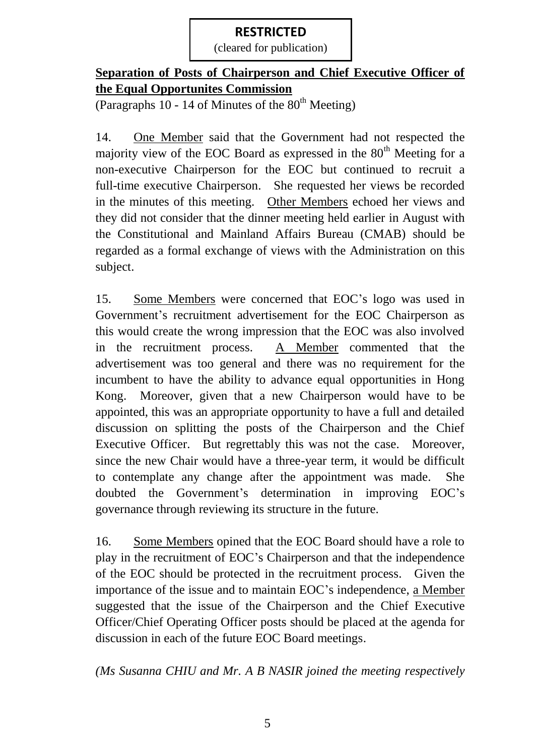**RESTRICTED**
(cleared for publication)

**Separation of Posts of Chairperson and Chief Executive Officer of the Equal Opportunites Commission**

(Paragraphs 10 - 14 of Minutes of the 80th Meeting)

14. One Member said that the Government had not respected the majority view of the EOC Board as expressed in the 80th Meeting for a non-executive Chairperson for the EOC but continued to recruit a full-time executive Chairperson. She requested her views be recorded in the minutes of this meeting. Other Members echoed her views and they did not consider that the dinner meeting held earlier in August with the Constitutional and Mainland Affairs Bureau (CMAB) should be regarded as a formal exchange of views with the Administration on this subject.

15. Some Members were concerned that EOC's logo was used in Government's recruitment advertisement for the EOC Chairperson as this would create the wrong impression that the EOC was also involved in the recruitment process. A Member commented that the advertisement was too general and there was no requirement for the incumbent to have the ability to advance equal opportunities in Hong Kong. Moreover, given that a new Chairperson would have to be appointed, this was an appropriate opportunity to have a full and detailed discussion on splitting the posts of the Chairperson and the Chief Executive Officer. But regrettably this was not the case. Moreover, since the new Chair would have a three-year term, it would be difficult to contemplate any change after the appointment was made. She doubted the Government's determination in improving EOC's governance through reviewing its structure in the future.

16. Some Members opined that the EOC Board should have a role to play in the recruitment of EOC's Chairperson and that the independence of the EOC should be protected in the recruitment process. Given the importance of the issue and to maintain EOC's independence, a Member suggested that the issue of the Chairperson and the Chief Executive Officer/Chief Operating Officer posts should be placed at the agenda for discussion in each of the future EOC Board meetings.

*(Ms Susanna CHIU and Mr. A B NASIR joined the meeting respectively*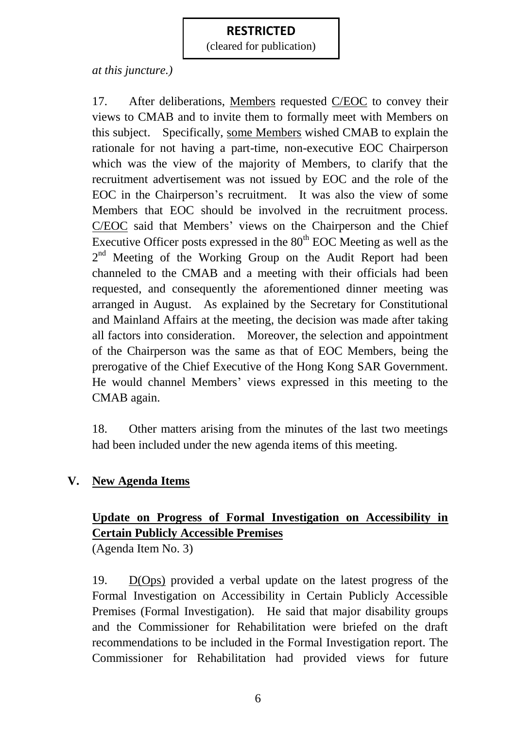*at this juncture.)*

17. After deliberations, Members requested C/EOC to convey their views to CMAB and to invite them to formally meet with Members on this subject. Specifically, some Members wished CMAB to explain the rationale for not having a part-time, non-executive EOC Chairperson which was the view of the majority of Members, to clarify that the recruitment advertisement was not issued by EOC and the role of the EOC in the Chairperson's recruitment. It was also the view of some Members that EOC should be involved in the recruitment process. C/EOC said that Members' views on the Chairperson and the Chief Executive Officer posts expressed in the 80th EOC Meeting as well as the 2nd Meeting of the Working Group on the Audit Report had been channeled to the CMAB and a meeting with their officials had been requested, and consequently the aforementioned dinner meeting was arranged in August. As explained by the Secretary for Constitutional and Mainland Affairs at the meeting, the decision was made after taking all factors into consideration. Moreover, the selection and appointment of the Chairperson was the same as that of EOC Members, being the prerogative of the Chief Executive of the Hong Kong SAR Government. He would channel Members' views expressed in this meeting to the CMAB again.

18. Other matters arising from the minutes of the last two meetings had been included under the new agenda items of this meeting.

## V. New Agenda Items

### Update on Progress of Formal Investigation on Accessibility in Certain Publicly Accessible Premises

(Agenda Item No. 3)

19. D(Ops) provided a verbal update on the latest progress of the Formal Investigation on Accessibility in Certain Publicly Accessible Premises (Formal Investigation). He said that major disability groups and the Commissioner for Rehabilitation were briefed on the draft recommendations to be included in the Formal Investigation report. The Commissioner for Rehabilitation had provided views for future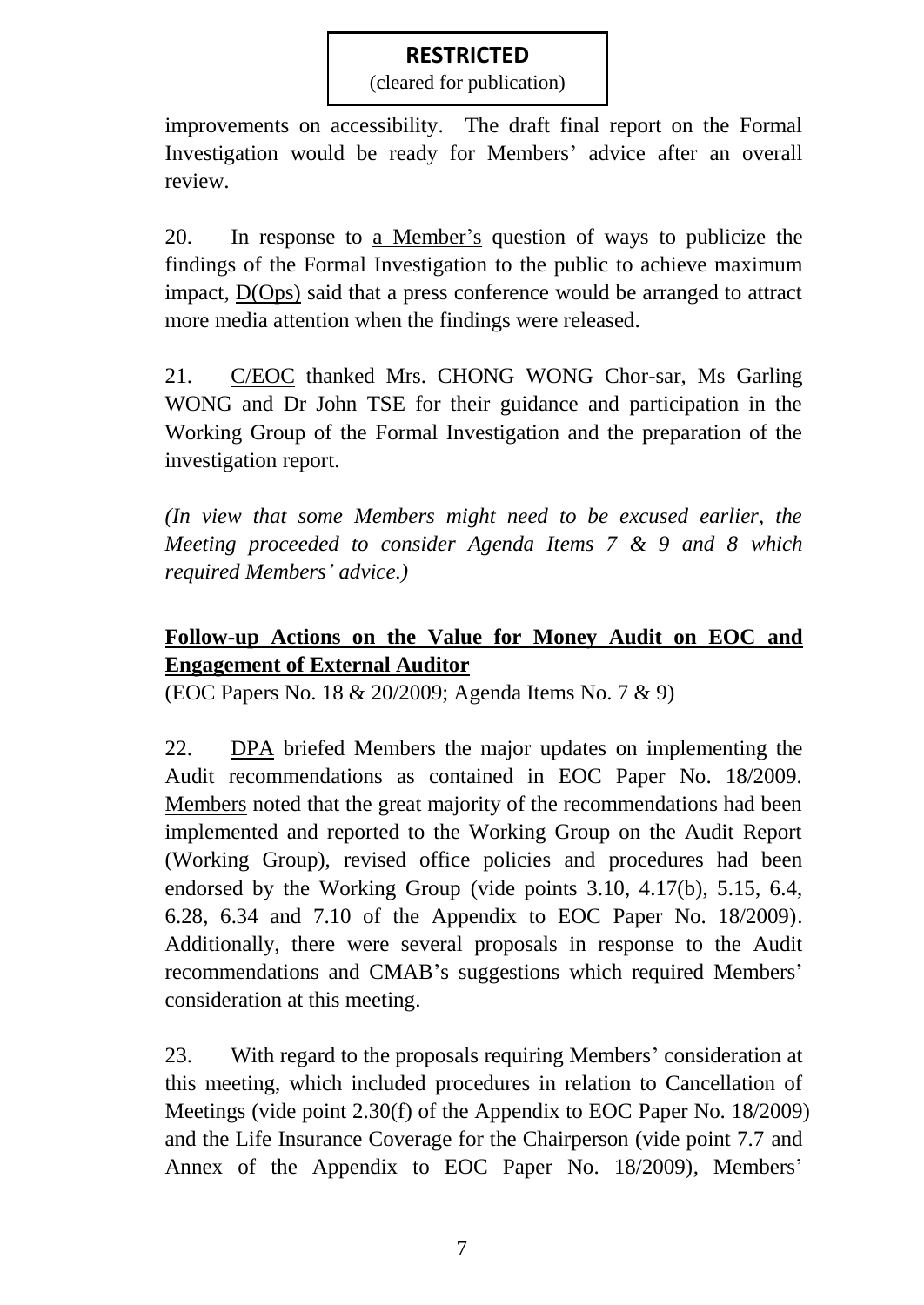**RESTRICTED**
(cleared for publication)

improvements on accessibility. The draft final report on the Formal Investigation would be ready for Members' advice after an overall review.

20. In response to a Member's question of ways to publicize the findings of the Formal Investigation to the public to achieve maximum impact, D(Ops) said that a press conference would be arranged to attract more media attention when the findings were released.

21. C/EOC thanked Mrs. CHONG WONG Chor-sar, Ms Garling WONG and Dr John TSE for their guidance and participation in the Working Group of the Formal Investigation and the preparation of the investigation report.

*(In view that some Members might need to be excused earlier, the Meeting proceeded to consider Agenda Items 7 & 9 and 8 which required Members' advice.)*

**Follow-up Actions on the Value for Money Audit on EOC and Engagement of External Auditor**

(EOC Papers No. 18 & 20/2009; Agenda Items No. 7 & 9)

22. DPA briefed Members the major updates on implementing the Audit recommendations as contained in EOC Paper No. 18/2009. Members noted that the great majority of the recommendations had been implemented and reported to the Working Group on the Audit Report (Working Group), revised office policies and procedures had been endorsed by the Working Group (vide points 3.10, 4.17(b), 5.15, 6.4, 6.28, 6.34 and 7.10 of the Appendix to EOC Paper No. 18/2009). Additionally, there were several proposals in response to the Audit recommendations and CMAB's suggestions which required Members' consideration at this meeting.

23. With regard to the proposals requiring Members' consideration at this meeting, which included procedures in relation to Cancellation of Meetings (vide point 2.30(f) of the Appendix to EOC Paper No. 18/2009) and the Life Insurance Coverage for the Chairperson (vide point 7.7 and Annex of the Appendix to EOC Paper No. 18/2009), Members'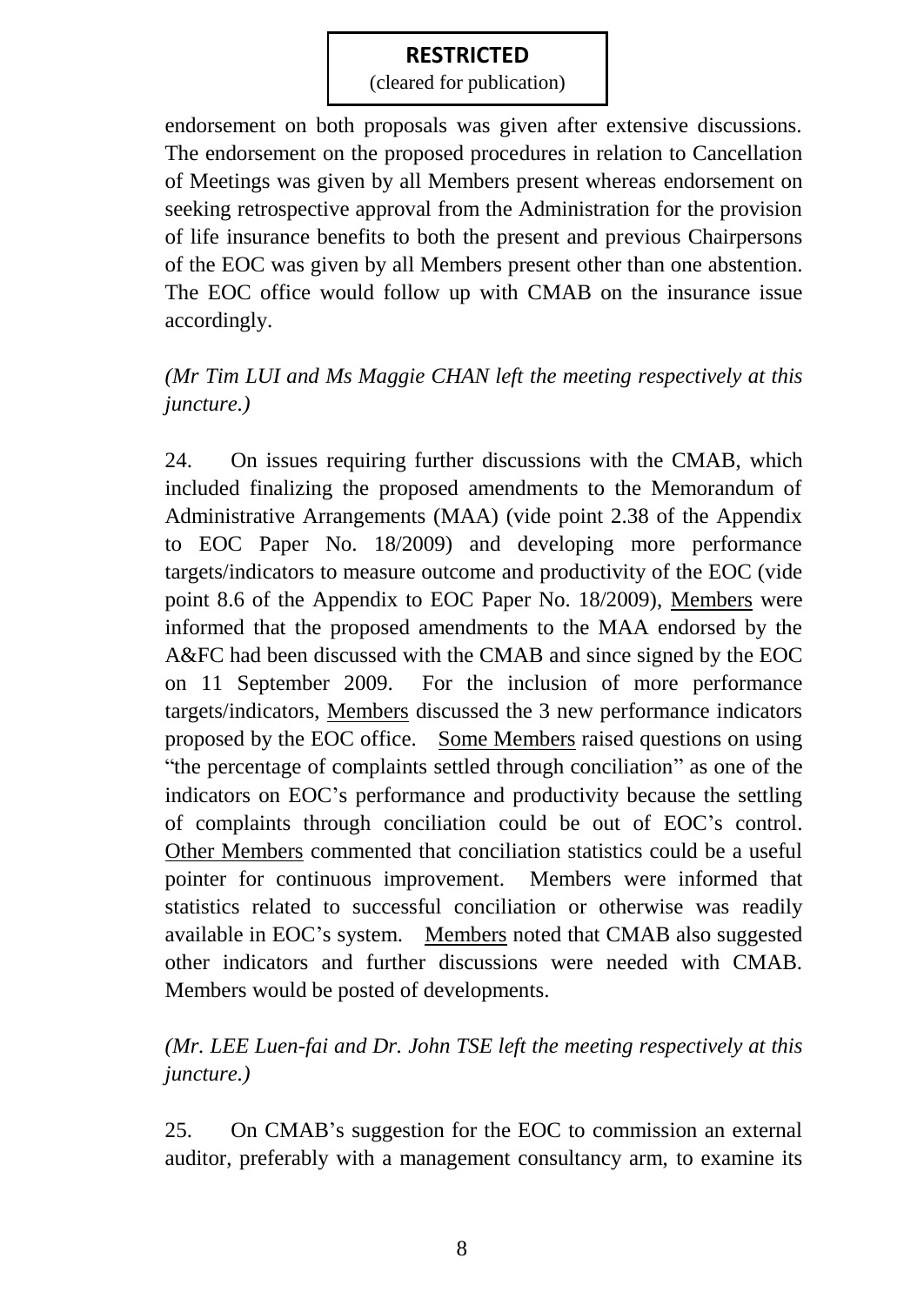endorsement on both proposals was given after extensive discussions. The endorsement on the proposed procedures in relation to Cancellation of Meetings was given by all Members present whereas endorsement on seeking retrospective approval from the Administration for the provision of life insurance benefits to both the present and previous Chairpersons of the EOC was given by all Members present other than one abstention. The EOC office would follow up with CMAB on the insurance issue accordingly.

*(Mr Tim LUI and Ms Maggie CHAN left the meeting respectively at this juncture.)*

24. On issues requiring further discussions with the CMAB, which included finalizing the proposed amendments to the Memorandum of Administrative Arrangements (MAA) (vide point 2.38 of the Appendix to EOC Paper No. 18/2009) and developing more performance targets/indicators to measure outcome and productivity of the EOC (vide point 8.6 of the Appendix to EOC Paper No. 18/2009), Members were informed that the proposed amendments to the MAA endorsed by the A&FC had been discussed with the CMAB and since signed by the EOC on 11 September 2009. For the inclusion of more performance targets/indicators, Members discussed the 3 new performance indicators proposed by the EOC office. Some Members raised questions on using "the percentage of complaints settled through conciliation" as one of the indicators on EOC's performance and productivity because the settling of complaints through conciliation could be out of EOC's control. Other Members commented that conciliation statistics could be a useful pointer for continuous improvement. Members were informed that statistics related to successful conciliation or otherwise was readily available in EOC's system. Members noted that CMAB also suggested other indicators and further discussions were needed with CMAB. Members would be posted of developments.

*(Mr. LEE Luen-fai and Dr. John TSE left the meeting respectively at this juncture.)*

25. On CMAB's suggestion for the EOC to commission an external auditor, preferably with a management consultancy arm, to examine its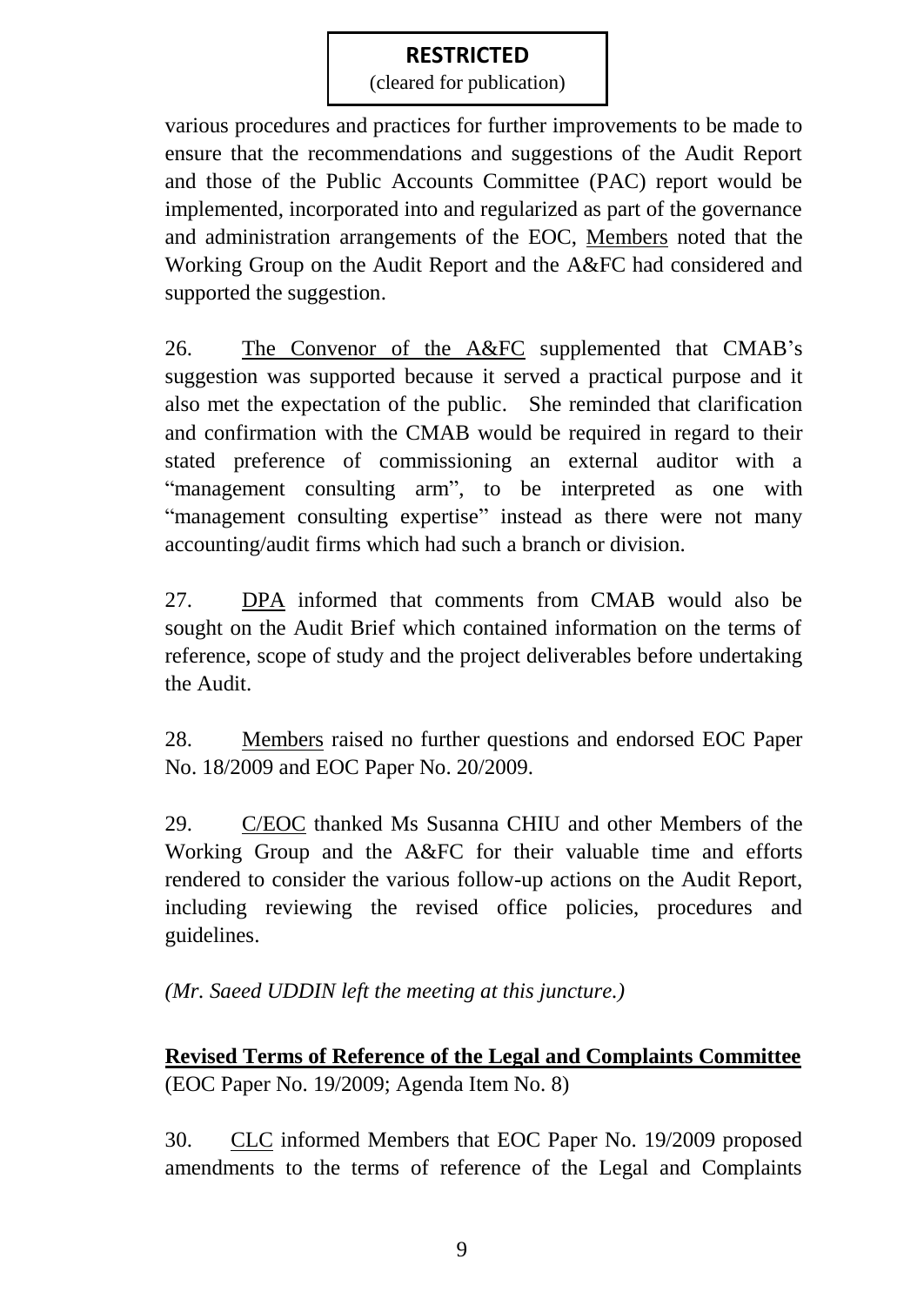**RESTRICTED**
(cleared for publication)

various procedures and practices for further improvements to be made to ensure that the recommendations and suggestions of the Audit Report and those of the Public Accounts Committee (PAC) report would be implemented, incorporated into and regularized as part of the governance and administration arrangements of the EOC, Members noted that the Working Group on the Audit Report and the A&FC had considered and supported the suggestion.

26. The Convenor of the A&FC supplemented that CMAB's suggestion was supported because it served a practical purpose and it also met the expectation of the public. She reminded that clarification and confirmation with the CMAB would be required in regard to their stated preference of commissioning an external auditor with a "management consulting arm", to be interpreted as one with "management consulting expertise" instead as there were not many accounting/audit firms which had such a branch or division.

27. DPA informed that comments from CMAB would also be sought on the Audit Brief which contained information on the terms of reference, scope of study and the project deliverables before undertaking the Audit.

28. Members raised no further questions and endorsed EOC Paper No. 18/2009 and EOC Paper No. 20/2009.

29. C/EOC thanked Ms Susanna CHIU and other Members of the Working Group and the A&FC for their valuable time and efforts rendered to consider the various follow-up actions on the Audit Report, including reviewing the revised office policies, procedures and guidelines.

*(Mr. Saeed UDDIN left the meeting at this juncture.)*

**Revised Terms of Reference of the Legal and Complaints Committee**
(EOC Paper No. 19/2009; Agenda Item No. 8)

30. CLC informed Members that EOC Paper No. 19/2009 proposed amendments to the terms of reference of the Legal and Complaints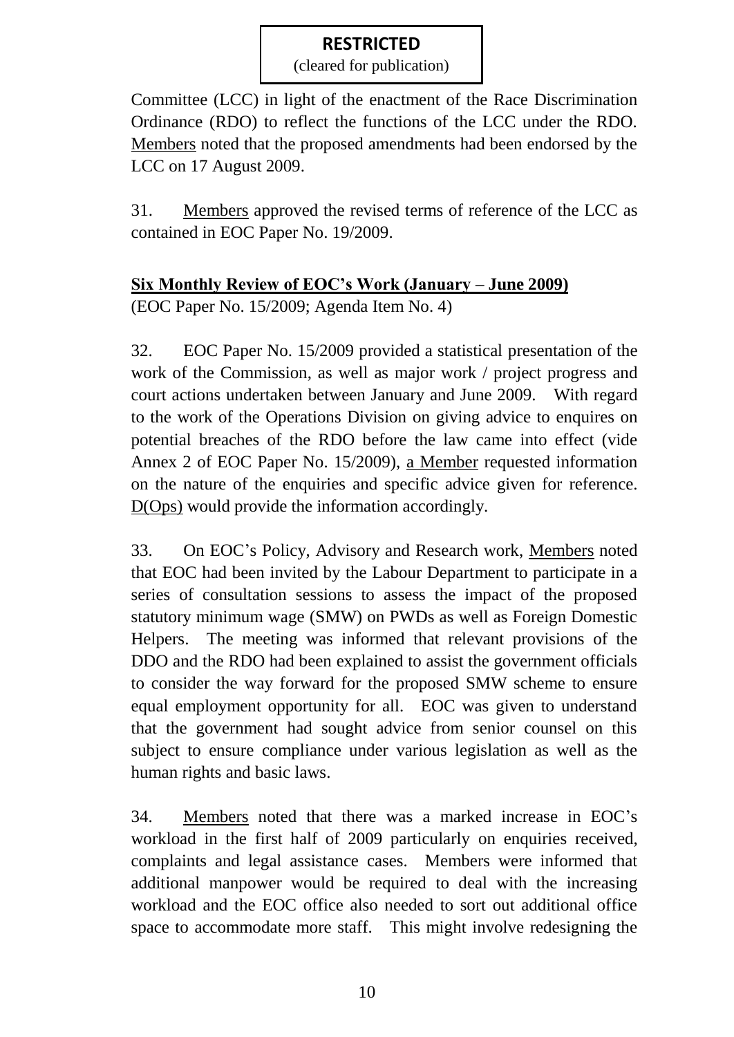Committee (LCC) in light of the enactment of the Race Discrimination Ordinance (RDO) to reflect the functions of the LCC under the RDO. Members noted that the proposed amendments had been endorsed by the LCC on 17 August 2009.

31. Members approved the revised terms of reference of the LCC as contained in EOC Paper No. 19/2009.

**Six Monthly Review of EOC's Work (January – June 2009)**

(EOC Paper No. 15/2009; Agenda Item No. 4)

32. EOC Paper No. 15/2009 provided a statistical presentation of the work of the Commission, as well as major work / project progress and court actions undertaken between January and June 2009. With regard to the work of the Operations Division on giving advice to enquires on potential breaches of the RDO before the law came into effect (vide Annex 2 of EOC Paper No. 15/2009), a Member requested information on the nature of the enquiries and specific advice given for reference. D(Ops) would provide the information accordingly.

33. On EOC's Policy, Advisory and Research work, Members noted that EOC had been invited by the Labour Department to participate in a series of consultation sessions to assess the impact of the proposed statutory minimum wage (SMW) on PWDs as well as Foreign Domestic Helpers. The meeting was informed that relevant provisions of the DDO and the RDO had been explained to assist the government officials to consider the way forward for the proposed SMW scheme to ensure equal employment opportunity for all. EOC was given to understand that the government had sought advice from senior counsel on this subject to ensure compliance under various legislation as well as the human rights and basic laws.

34. Members noted that there was a marked increase in EOC's workload in the first half of 2009 particularly on enquiries received, complaints and legal assistance cases. Members were informed that additional manpower would be required to deal with the increasing workload and the EOC office also needed to sort out additional office space to accommodate more staff. This might involve redesigning the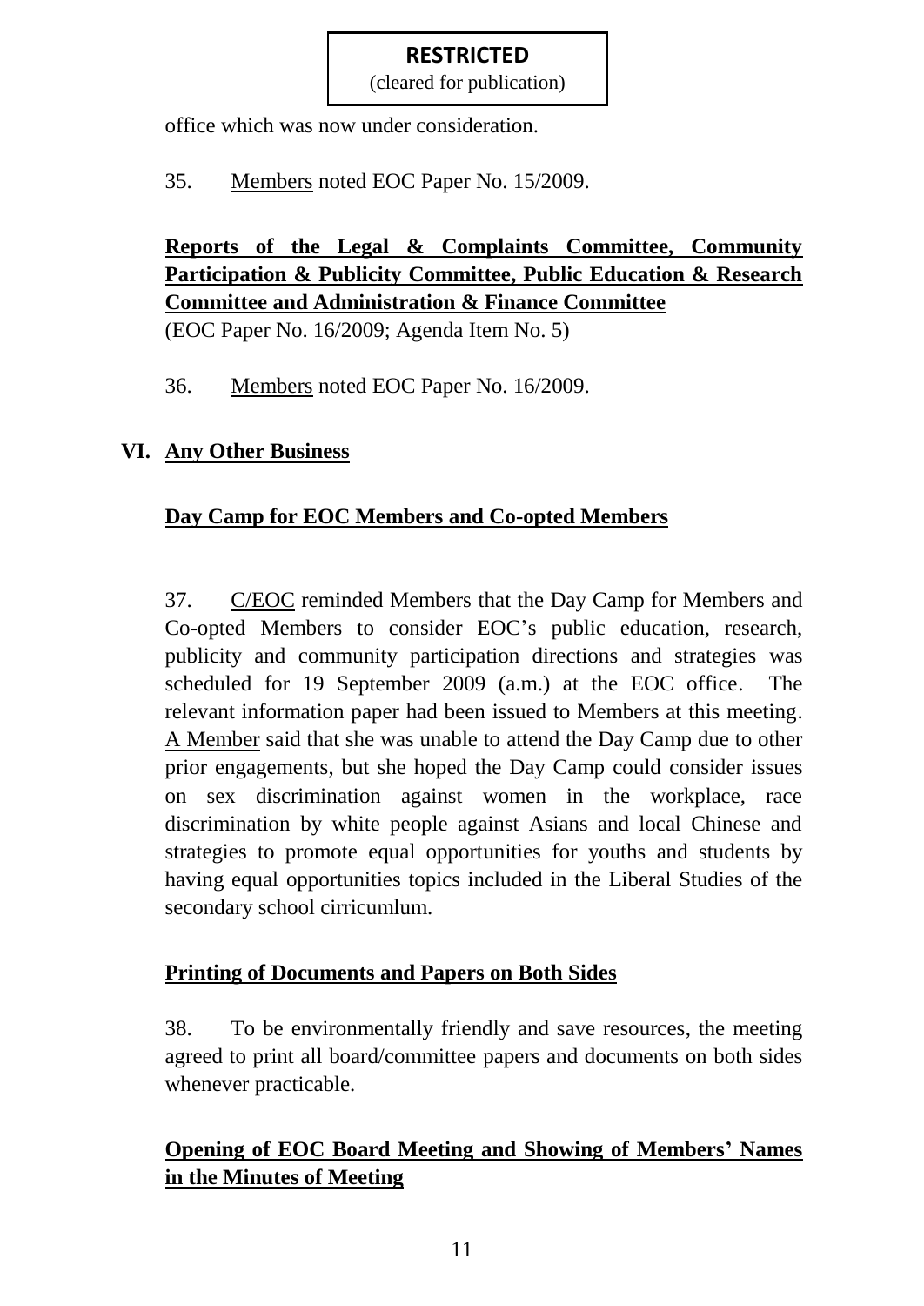office which was now under consideration.

35. Members noted EOC Paper No. 15/2009.

**Reports of the Legal & Complaints Committee, Community Participation & Publicity Committee, Public Education & Research Committee and Administration & Finance Committee**

(EOC Paper No. 16/2009; Agenda Item No. 5)

36. Members noted EOC Paper No. 16/2009.

## VI. Any Other Business

### Day Camp for EOC Members and Co-opted Members

37. C/EOC reminded Members that the Day Camp for Members and Co-opted Members to consider EOC's public education, research, publicity and community participation directions and strategies was scheduled for 19 September 2009 (a.m.) at the EOC office. The relevant information paper had been issued to Members at this meeting. A Member said that she was unable to attend the Day Camp due to other prior engagements, but she hoped the Day Camp could consider issues on sex discrimination against women in the workplace, race discrimination by white people against Asians and local Chinese and strategies to promote equal opportunities for youths and students by having equal opportunities topics included in the Liberal Studies of the secondary school cirricumlum.

### Printing of Documents and Papers on Both Sides

38. To be environmentally friendly and save resources, the meeting agreed to print all board/committee papers and documents on both sides whenever practicable.

### Opening of EOC Board Meeting and Showing of Members' Names in the Minutes of Meeting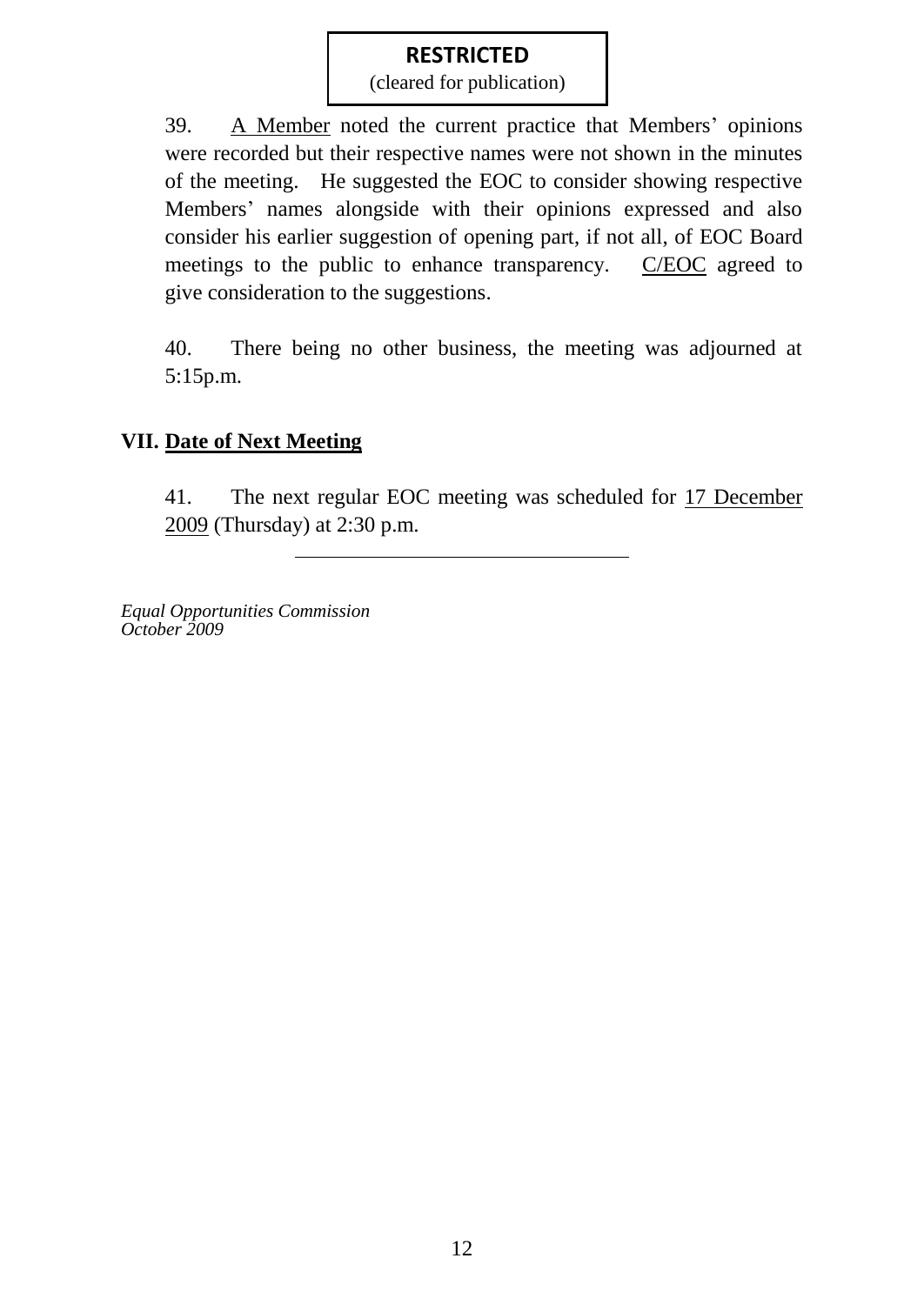**RESTRICTED**
(cleared for publication)

39. A Member noted the current practice that Members' opinions were recorded but their respective names were not shown in the minutes of the meeting. He suggested the EOC to consider showing respective Members' names alongside with their opinions expressed and also consider his earlier suggestion of opening part, if not all, of EOC Board meetings to the public to enhance transparency. C/EOC agreed to give consideration to the suggestions.

40. There being no other business, the meeting was adjourned at 5:15p.m.

## VII. Date of Next Meeting

41. The next regular EOC meeting was scheduled for 17 December 2009 (Thursday) at 2:30 p.m.

---

*Equal Opportunities Commission*
*October 2009*